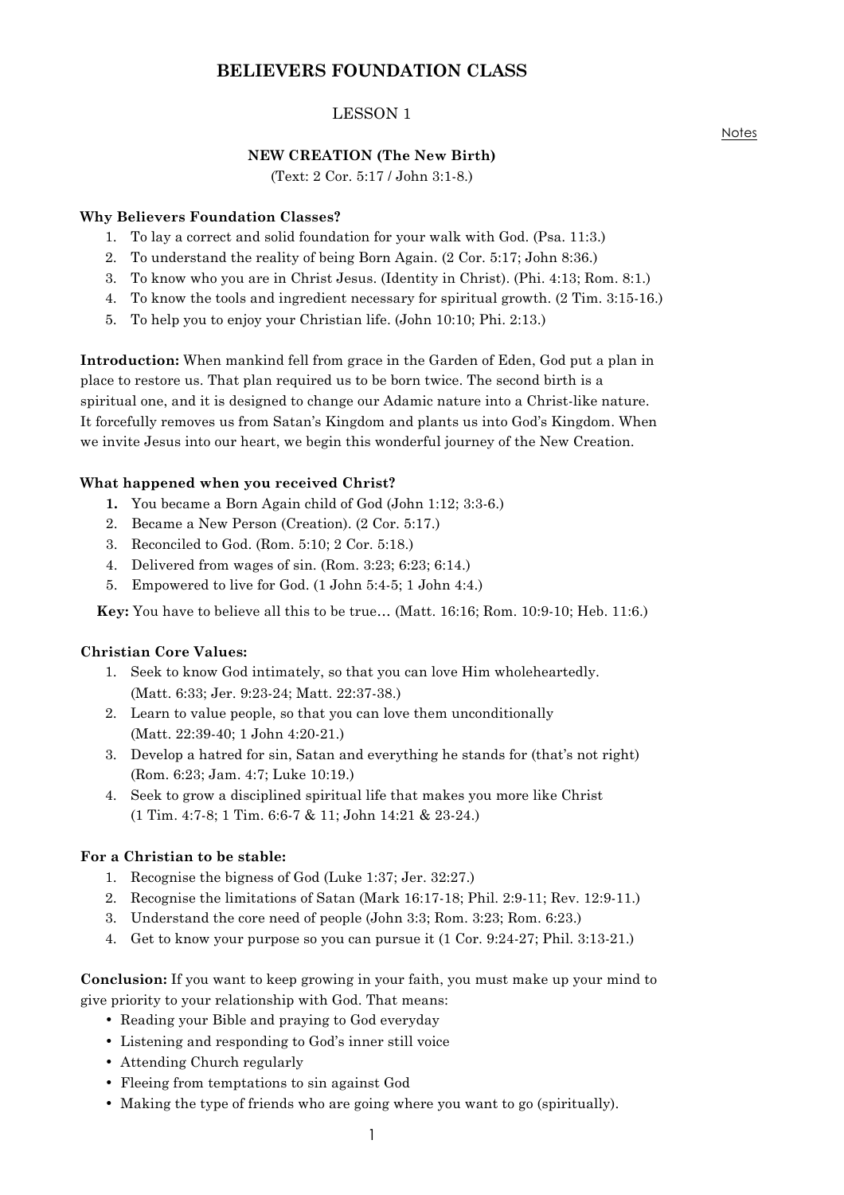# BELIEVERS FOUNDATION CLASS

## LESSON 1

Notes

### NEW CREATION (The New Birth)

(Text: 2 Cor. 5:17 / John 3:1-8.)

**Why Believers Foundation Classes?**

1. To lay a correct and solid foundation for your walk with God. (Psa. 11:3.)
2. To understand the reality of being Born Again. (2 Cor. 5:17; John 8:36.)
3. To know who you are in Christ Jesus. (Identity in Christ). (Phi. 4:13; Rom. 8:1.)
4. To know the tools and ingredient necessary for spiritual growth. (2 Tim. 3:15-16.)
5. To help you to enjoy your Christian life. (John 10:10; Phi. 2:13.)

**Introduction:** When mankind fell from grace in the Garden of Eden, God put a plan in place to restore us. That plan required us to be born twice. The second birth is a spiritual one, and it is designed to change our Adamic nature into a Christ-like nature. It forcefully removes us from Satan's Kingdom and plants us into God's Kingdom. When we invite Jesus into our heart, we begin this wonderful journey of the New Creation.

**What happened when you received Christ?**

1. You became a Born Again child of God (John 1:12; 3:3-6.)
2. Became a New Person (Creation). (2 Cor. 5:17.)
3. Reconciled to God. (Rom. 5:10; 2 Cor. 5:18.)
4. Delivered from wages of sin. (Rom. 3:23; 6:23; 6:14.)
5. Empowered to live for God. (1 John 5:4-5; 1 John 4:4.)

**Key:** You have to believe all this to be true… (Matt. 16:16; Rom. 10:9-10; Heb. 11:6.)

**Christian Core Values:**

1. Seek to know God intimately, so that you can love Him wholeheartedly. (Matt. 6:33; Jer. 9:23-24; Matt. 22:37-38.)
2. Learn to value people, so that you can love them unconditionally (Matt. 22:39-40; 1 John 4:20-21.)
3. Develop a hatred for sin, Satan and everything he stands for (that's not right) (Rom. 6:23; Jam. 4:7; Luke 10:19.)
4. Seek to grow a disciplined spiritual life that makes you more like Christ (1 Tim. 4:7-8; 1 Tim. 6:6-7 & 11; John 14:21 & 23-24.)

**For a Christian to be stable:**

1. Recognise the bigness of God (Luke 1:37; Jer. 32:27.)
2. Recognise the limitations of Satan (Mark 16:17-18; Phil. 2:9-11; Rev. 12:9-11.)
3. Understand the core need of people (John 3:3; Rom. 3:23; Rom. 6:23.)
4. Get to know your purpose so you can pursue it (1 Cor. 9:24-27; Phil. 3:13-21.)

**Conclusion:** If you want to keep growing in your faith, you must make up your mind to give priority to your relationship with God. That means:

- Reading your Bible and praying to God everyday
- Listening and responding to God's inner still voice
- Attending Church regularly
- Fleeing from temptations to sin against God
- Making the type of friends who are going where you want to go (spiritually).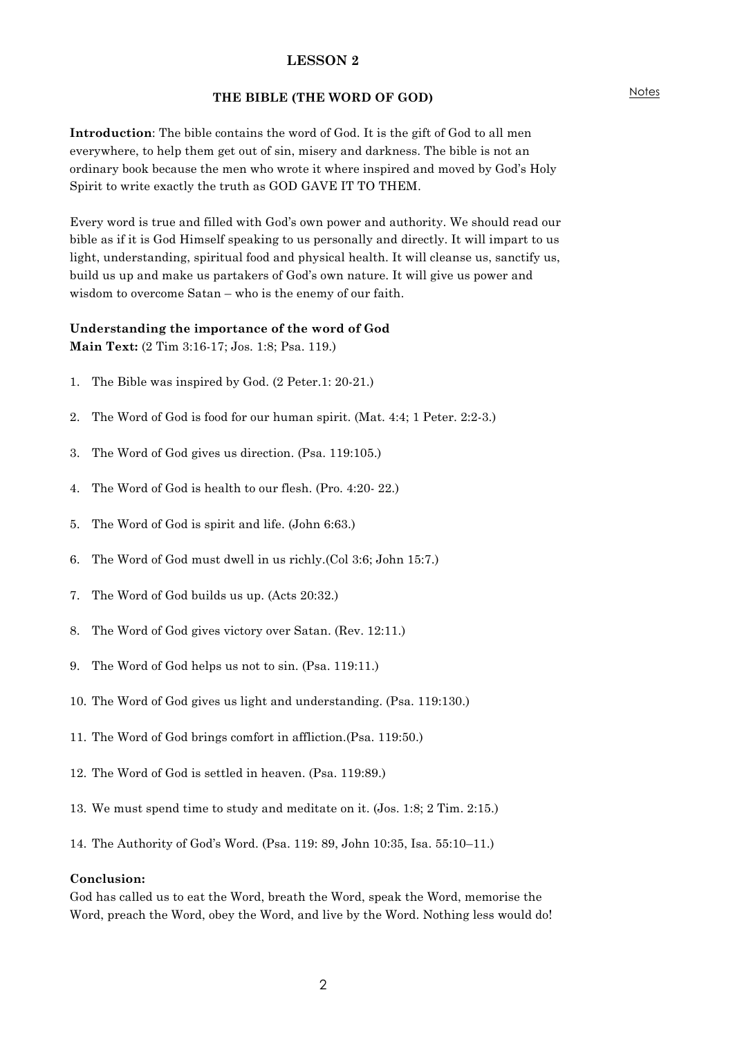# LESSON 2

## THE BIBLE (THE WORD OF GOD)

Notes

**Introduction**: The bible contains the word of God. It is the gift of God to all men everywhere, to help them get out of sin, misery and darkness. The bible is not an ordinary book because the men who wrote it where inspired and moved by God's Holy Spirit to write exactly the truth as GOD GAVE IT TO THEM.

Every word is true and filled with God's own power and authority. We should read our bible as if it is God Himself speaking to us personally and directly. It will impart to us light, understanding, spiritual food and physical health. It will cleanse us, sanctify us, build us up and make us partakers of God's own nature. It will give us power and wisdom to overcome Satan – who is the enemy of our faith.

**Understanding the importance of the word of God**
**Main Text:** (2 Tim 3:16-17; Jos. 1:8; Psa. 119.)

1. The Bible was inspired by God. (2 Peter.1: 20-21.)
2. The Word of God is food for our human spirit. (Mat. 4:4; 1 Peter. 2:2-3.)
3. The Word of God gives us direction. (Psa. 119:105.)
4. The Word of God is health to our flesh. (Pro. 4:20- 22.)
5. The Word of God is spirit and life. (John 6:63.)
6. The Word of God must dwell in us richly.(Col 3:6; John 15:7.)
7. The Word of God builds us up. (Acts 20:32.)
8. The Word of God gives victory over Satan. (Rev. 12:11.)
9. The Word of God helps us not to sin. (Psa. 119:11.)
10. The Word of God gives us light and understanding. (Psa. 119:130.)
11. The Word of God brings comfort in affliction.(Psa. 119:50.)
12. The Word of God is settled in heaven. (Psa. 119:89.)
13. We must spend time to study and meditate on it. (Jos. 1:8; 2 Tim. 2:15.)
14. The Authority of God's Word. (Psa. 119: 89, John 10:35, Isa. 55:10–11.)

**Conclusion:**
God has called us to eat the Word, breath the Word, speak the Word, memorise the Word, preach the Word, obey the Word, and live by the Word. Nothing less would do!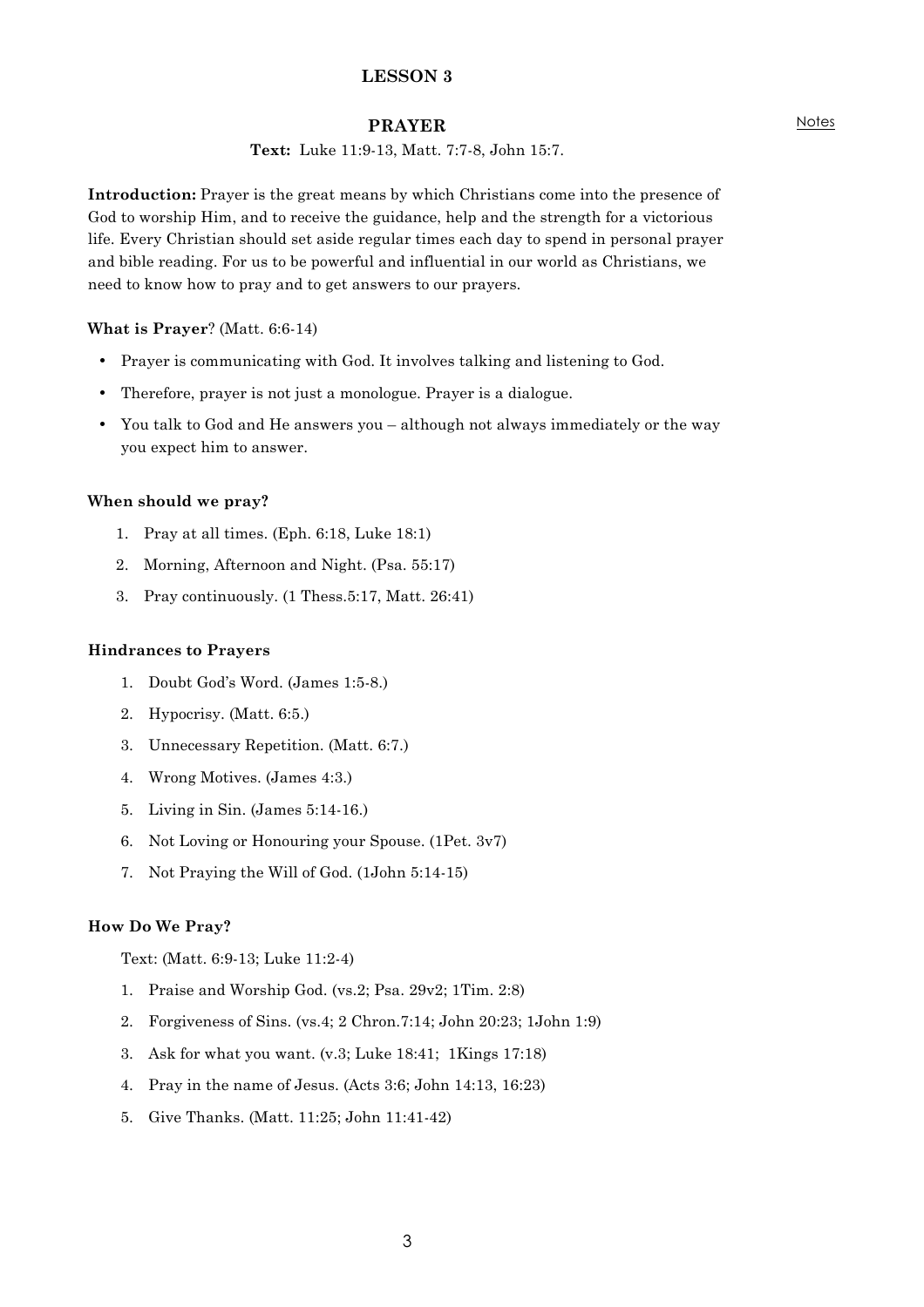# LESSON 3

## PRAYER

Notes

**Text:** Luke 11:9-13, Matt. 7:7-8, John 15:7.

**Introduction:** Prayer is the great means by which Christians come into the presence of God to worship Him, and to receive the guidance, help and the strength for a victorious life. Every Christian should set aside regular times each day to spend in personal prayer and bible reading. For us to be powerful and influential in our world as Christians, we need to know how to pray and to get answers to our prayers.

**What is Prayer**? (Matt. 6:6-14)

- Prayer is communicating with God. It involves talking and listening to God.
- Therefore, prayer is not just a monologue. Prayer is a dialogue.
- You talk to God and He answers you – although not always immediately or the way you expect him to answer.

### When should we pray?

1. Pray at all times. (Eph. 6:18, Luke 18:1)
2. Morning, Afternoon and Night. (Psa. 55:17)
3. Pray continuously. (1 Thess.5:17, Matt. 26:41)

### Hindrances to Prayers

1. Doubt God's Word. (James 1:5-8.)
2. Hypocrisy. (Matt. 6:5.)
3. Unnecessary Repetition. (Matt. 6:7.)
4. Wrong Motives. (James 4:3.)
5. Living in Sin. (James 5:14-16.)
6. Not Loving or Honouring your Spouse. (1Pet. 3v7)
7. Not Praying the Will of God. (1John 5:14-15)

### How Do We Pray?

Text: (Matt. 6:9-13; Luke 11:2-4)

1. Praise and Worship God. (vs.2; Psa. 29v2; 1Tim. 2:8)
2. Forgiveness of Sins. (vs.4; 2 Chron.7:14; John 20:23; 1John 1:9)
3. Ask for what you want. (v.3; Luke 18:41; 1Kings 17:18)
4. Pray in the name of Jesus. (Acts 3:6; John 14:13, 16:23)
5. Give Thanks. (Matt. 11:25; John 11:41-42)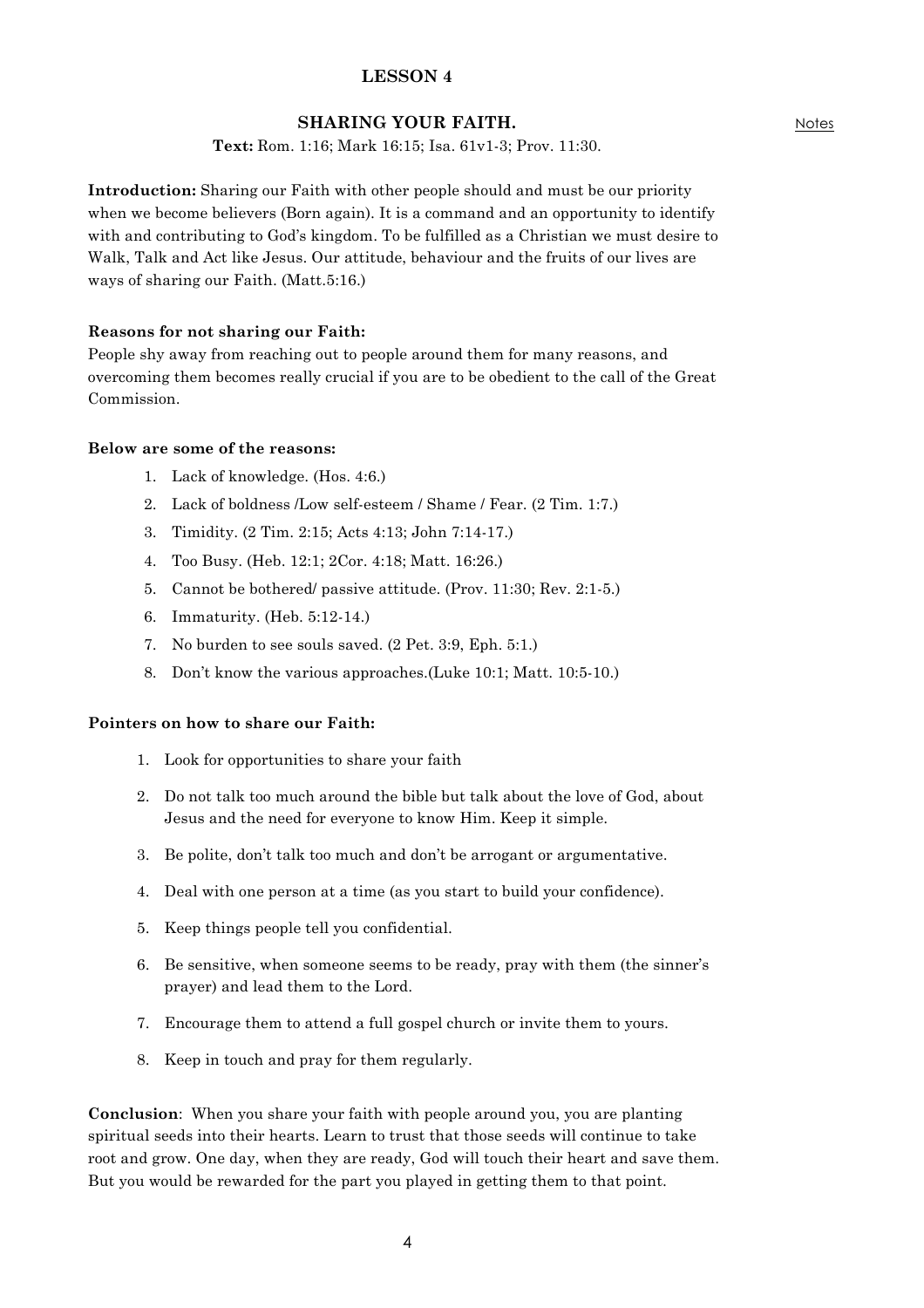## LESSON 4

### SHARING YOUR FAITH.

Notes

**Text:** Rom. 1:16; Mark 16:15; Isa. 61v1-3; Prov. 11:30.

**Introduction:** Sharing our Faith with other people should and must be our priority when we become believers (Born again). It is a command and an opportunity to identify with and contributing to God's kingdom. To be fulfilled as a Christian we must desire to Walk, Talk and Act like Jesus. Our attitude, behaviour and the fruits of our lives are ways of sharing our Faith. (Matt.5:16.)

**Reasons for not sharing our Faith:**
People shy away from reaching out to people around them for many reasons, and overcoming them becomes really crucial if you are to be obedient to the call of the Great Commission.

**Below are some of the reasons:**

1. Lack of knowledge. (Hos. 4:6.)
2. Lack of boldness /Low self-esteem / Shame / Fear. (2 Tim. 1:7.)
3. Timidity. (2 Tim. 2:15; Acts 4:13; John 7:14-17.)
4. Too Busy. (Heb. 12:1; 2Cor. 4:18; Matt. 16:26.)
5. Cannot be bothered/ passive attitude. (Prov. 11:30; Rev. 2:1-5.)
6. Immaturity. (Heb. 5:12-14.)
7. No burden to see souls saved. (2 Pet. 3:9, Eph. 5:1.)
8. Don't know the various approaches.(Luke 10:1; Matt. 10:5-10.)

**Pointers on how to share our Faith:**

1. Look for opportunities to share your faith
2. Do not talk too much around the bible but talk about the love of God, about Jesus and the need for everyone to know Him. Keep it simple.
3. Be polite, don't talk too much and don't be arrogant or argumentative.
4. Deal with one person at a time (as you start to build your confidence).
5. Keep things people tell you confidential.
6. Be sensitive, when someone seems to be ready, pray with them (the sinner's prayer) and lead them to the Lord.
7. Encourage them to attend a full gospel church or invite them to yours.
8. Keep in touch and pray for them regularly.

**Conclusion**: When you share your faith with people around you, you are planting spiritual seeds into their hearts. Learn to trust that those seeds will continue to take root and grow. One day, when they are ready, God will touch their heart and save them. But you would be rewarded for the part you played in getting them to that point.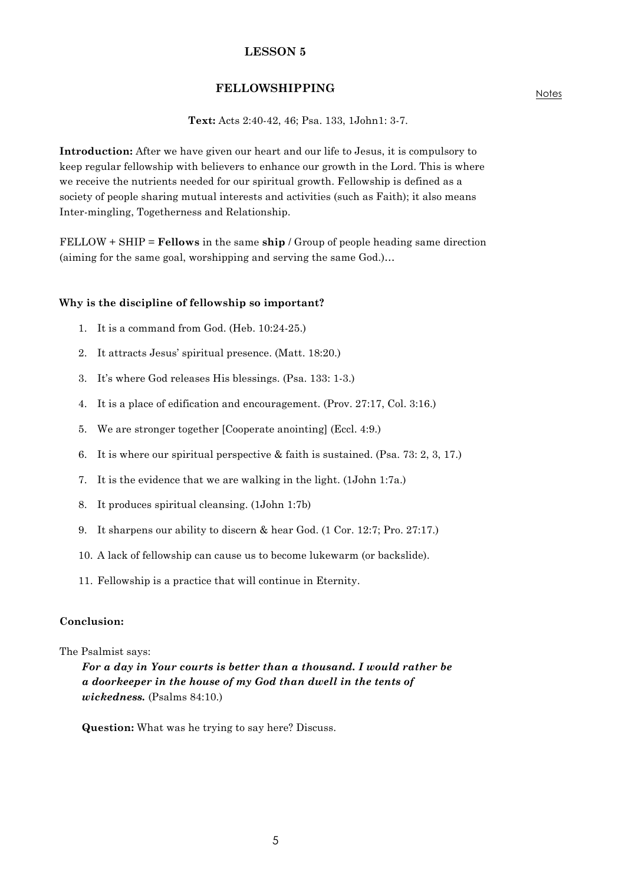# LESSON 5

## FELLOWSHIPPING

Notes

**Text:** Acts 2:40-42, 46; Psa. 133, 1John1: 3-7.

**Introduction:** After we have given our heart and our life to Jesus, it is compulsory to keep regular fellowship with believers to enhance our growth in the Lord. This is where we receive the nutrients needed for our spiritual growth. Fellowship is defined as a society of people sharing mutual interests and activities (such as Faith); it also means Inter-mingling, Togetherness and Relationship.

FELLOW + SHIP = **Fellows** in the same **ship** / Group of people heading same direction (aiming for the same goal, worshipping and serving the same God.)…

### Why is the discipline of fellowship so important?

1. It is a command from God. (Heb. 10:24-25.)
2. It attracts Jesus' spiritual presence. (Matt. 18:20.)
3. It's where God releases His blessings. (Psa. 133: 1-3.)
4. It is a place of edification and encouragement. (Prov. 27:17, Col. 3:16.)
5. We are stronger together [Cooperate anointing] (Eccl. 4:9.)
6. It is where our spiritual perspective & faith is sustained. (Psa. 73: 2, 3, 17.)
7. It is the evidence that we are walking in the light. (1John 1:7a.)
8. It produces spiritual cleansing. (1John 1:7b)
9. It sharpens our ability to discern & hear God. (1 Cor. 12:7; Pro. 27:17.)
10. A lack of fellowship can cause us to become lukewarm (or backslide).
11. Fellowship is a practice that will continue in Eternity.

### Conclusion:

The Psalmist says:

> ***For a day in Your courts is better than a thousand. I would rather be a doorkeeper in the house of my God than dwell in the tents of wickedness.*** (Psalms 84:10.)

**Question:** What was he trying to say here? Discuss.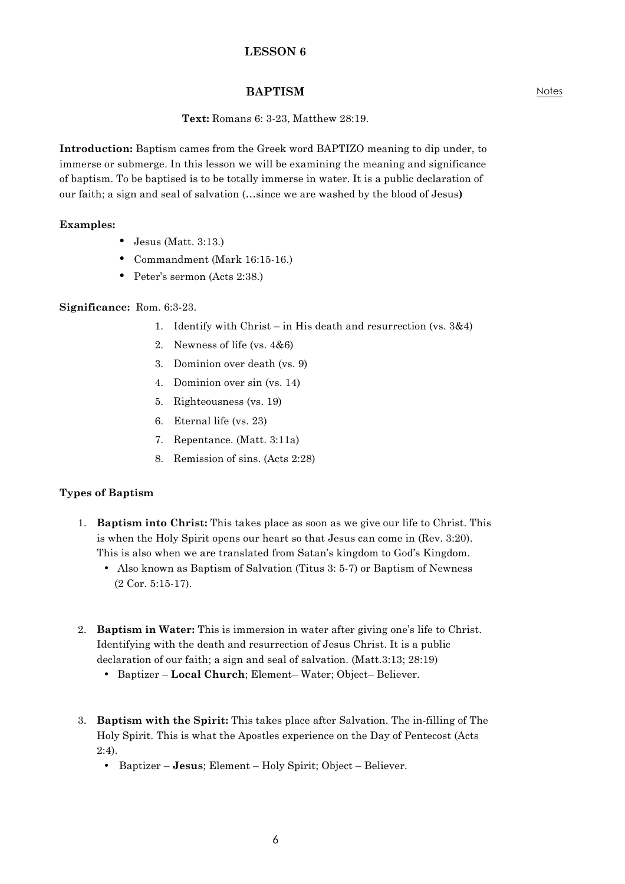## LESSON 6

### BAPTISM

Notes

**Text:** Romans 6: 3-23, Matthew 28:19.

**Introduction:** Baptism cames from the Greek word BAPTIZO meaning to dip under, to immerse or submerge. In this lesson we will be examining the meaning and significance of baptism. To be baptised is to be totally immerse in water. It is a public declaration of our faith; a sign and seal of salvation (…since we are washed by the blood of Jesus**)**

**Examples:**

- Jesus (Matt. 3:13.)
- Commandment (Mark 16:15-16.)
- Peter's sermon (Acts 2:38.)

**Significance:** Rom. 6:3-23.

1. Identify with Christ – in His death and resurrection (vs. 3&4)
2. Newness of life (vs. 4&6)
3. Dominion over death (vs. 9)
4. Dominion over sin (vs. 14)
5. Righteousness (vs. 19)
6. Eternal life (vs. 23)
7. Repentance. (Matt. 3:11a)
8. Remission of sins. (Acts 2:28)

**Types of Baptism**

1. **Baptism into Christ:** This takes place as soon as we give our life to Christ. This is when the Holy Spirit opens our heart so that Jesus can come in (Rev. 3:20). This is also when we are translated from Satan's kingdom to God's Kingdom.
   - Also known as Baptism of Salvation (Titus 3: 5-7) or Baptism of Newness (2 Cor. 5:15-17).

2. **Baptism in Water:** This is immersion in water after giving one's life to Christ. Identifying with the death and resurrection of Jesus Christ. It is a public declaration of our faith; a sign and seal of salvation. (Matt.3:13; 28:19)
   - Baptizer – **Local Church**; Element– Water; Object– Believer.

3. **Baptism with the Spirit:** This takes place after Salvation. The in-filling of The Holy Spirit. This is what the Apostles experience on the Day of Pentecost (Acts 2:4).
   - Baptizer – **Jesus**; Element – Holy Spirit; Object – Believer.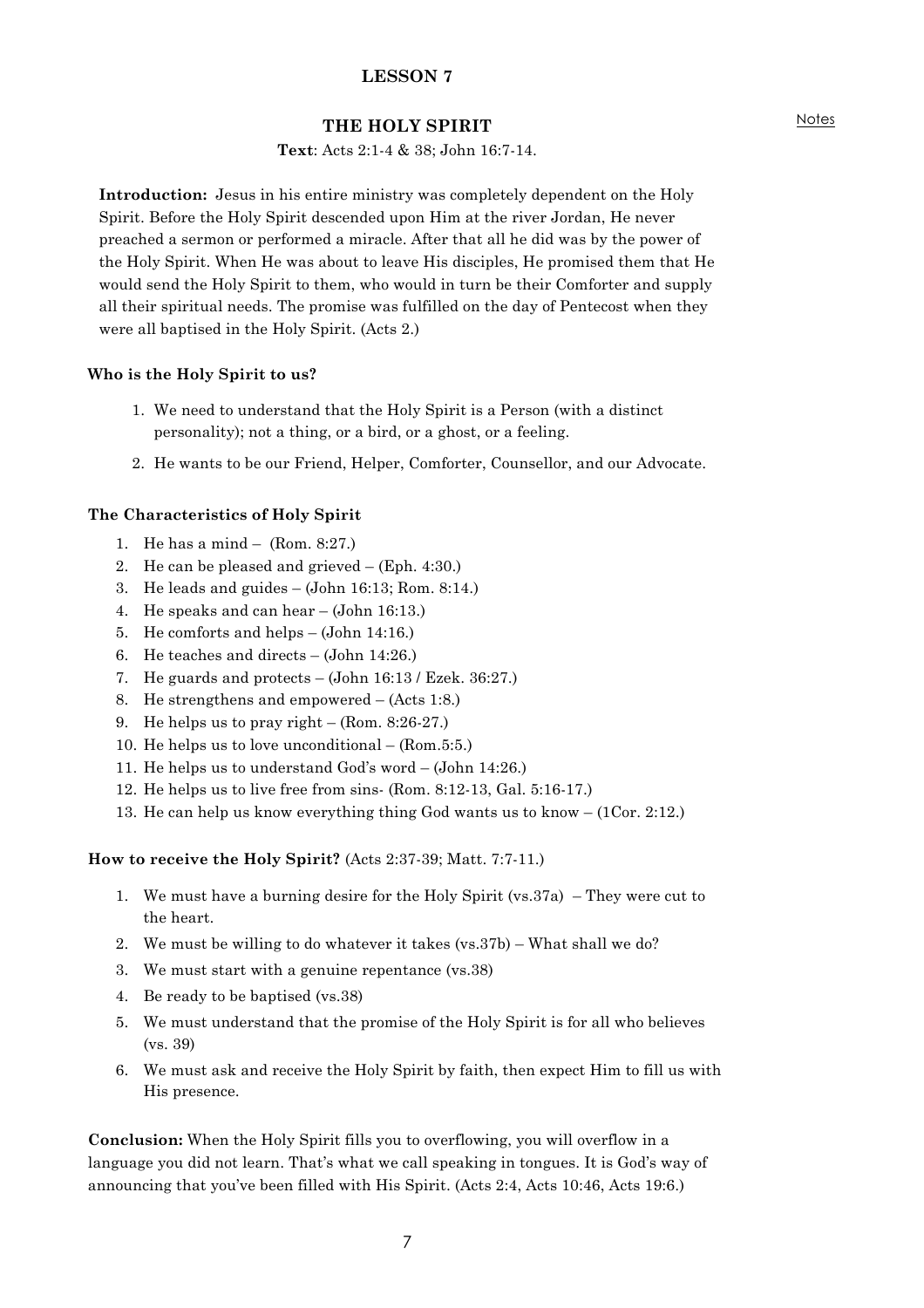# LESSON 7

## THE HOLY SPIRIT

Notes

**Text**: Acts 2:1-4 & 38; John 16:7-14.

**Introduction:** Jesus in his entire ministry was completely dependent on the Holy Spirit. Before the Holy Spirit descended upon Him at the river Jordan, He never preached a sermon or performed a miracle. After that all he did was by the power of the Holy Spirit. When He was about to leave His disciples, He promised them that He would send the Holy Spirit to them, who would in turn be their Comforter and supply all their spiritual needs. The promise was fulfilled on the day of Pentecost when they were all baptised in the Holy Spirit. (Acts 2.)

### Who is the Holy Spirit to us?

1. We need to understand that the Holy Spirit is a Person (with a distinct personality); not a thing, or a bird, or a ghost, or a feeling.
2. He wants to be our Friend, Helper, Comforter, Counsellor, and our Advocate.

### The Characteristics of Holy Spirit

1. He has a mind – (Rom. 8:27.)
2. He can be pleased and grieved – (Eph. 4:30.)
3. He leads and guides – (John 16:13; Rom. 8:14.)
4. He speaks and can hear – (John 16:13.)
5. He comforts and helps – (John 14:16.)
6. He teaches and directs – (John 14:26.)
7. He guards and protects – (John 16:13 / Ezek. 36:27.)
8. He strengthens and empowered – (Acts 1:8.)
9. He helps us to pray right – (Rom. 8:26-27.)
10. He helps us to love unconditional – (Rom.5:5.)
11. He helps us to understand God's word – (John 14:26.)
12. He helps us to live free from sins- (Rom. 8:12-13, Gal. 5:16-17.)
13. He can help us know everything thing God wants us to know – (1Cor. 2:12.)

### How to receive the Holy Spirit? (Acts 2:37-39; Matt. 7:7-11.)

1. We must have a burning desire for the Holy Spirit (vs.37a) – They were cut to the heart.
2. We must be willing to do whatever it takes (vs.37b) – What shall we do?
3. We must start with a genuine repentance (vs.38)
4. Be ready to be baptised (vs.38)
5. We must understand that the promise of the Holy Spirit is for all who believes (vs. 39)
6. We must ask and receive the Holy Spirit by faith, then expect Him to fill us with His presence.

**Conclusion:** When the Holy Spirit fills you to overflowing, you will overflow in a language you did not learn. That's what we call speaking in tongues. It is God's way of announcing that you've been filled with His Spirit. (Acts 2:4, Acts 10:46, Acts 19:6.)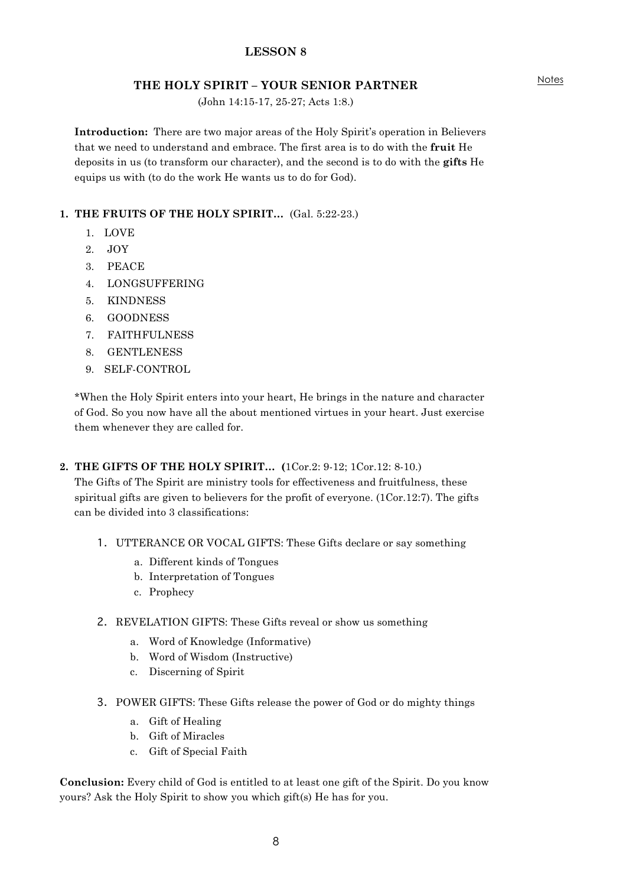# LESSON 8

## THE HOLY SPIRIT – YOUR SENIOR PARTNER

Notes

(John 14:15-17, 25-27; Acts 1:8.)

**Introduction:** There are two major areas of the Holy Spirit's operation in Believers that we need to understand and embrace. The first area is to do with the **fruit** He deposits in us (to transform our character), and the second is to do with the **gifts** He equips us with (to do the work He wants us to do for God).

### 1. THE FRUITS OF THE HOLY SPIRIT... (Gal. 5:22-23.)

1. LOVE
2. JOY
3. PEACE
4. LONGSUFFERING
5. KINDNESS
6. GOODNESS
7. FAITHFULNESS
8. GENTLENESS
9. SELF-CONTROL

*When the Holy Spirit enters into your heart, He brings in the nature and character of God. So you now have all the about mentioned virtues in your heart. Just exercise them whenever they are called for.

### 2. THE GIFTS OF THE HOLY SPIRIT... (1Cor.2: 9-12; 1Cor.12: 8-10.)

The Gifts of The Spirit are ministry tools for effectiveness and fruitfulness, these spiritual gifts are given to believers for the profit of everyone. (1Cor.12:7). The gifts can be divided into 3 classifications:

1. UTTERANCE OR VOCAL GIFTS: These Gifts declare or say something
   a. Different kinds of Tongues
   b. Interpretation of Tongues
   c. Prophecy
2. REVELATION GIFTS: These Gifts reveal or show us something
   a. Word of Knowledge (Informative)
   b. Word of Wisdom (Instructive)
   c. Discerning of Spirit
3. POWER GIFTS: These Gifts release the power of God or do mighty things
   a. Gift of Healing
   b. Gift of Miracles
   c. Gift of Special Faith

**Conclusion:** Every child of God is entitled to at least one gift of the Spirit. Do you know yours? Ask the Holy Spirit to show you which gift(s) He has for you.